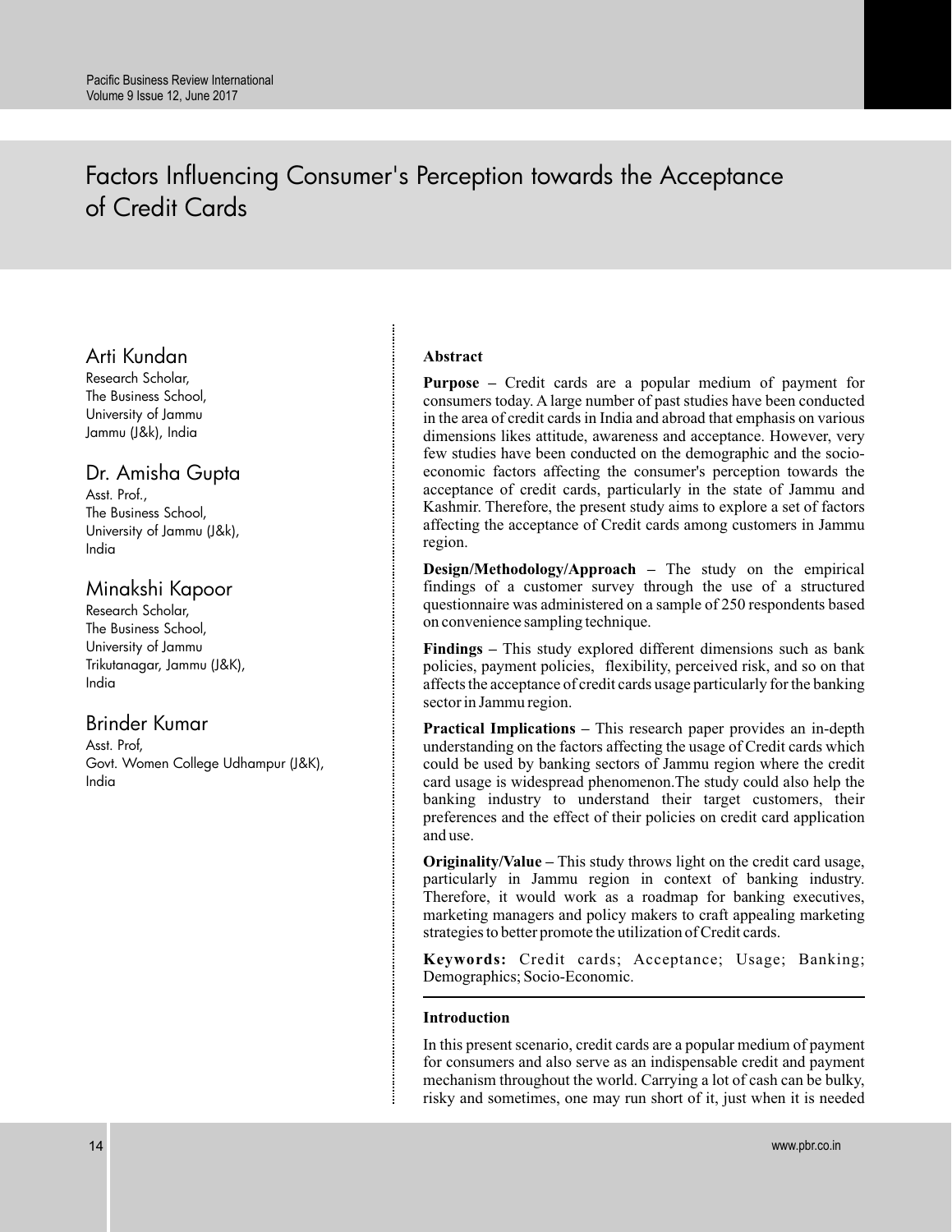# Factors Influencing Consumer's Perception towards the Acceptance of Credit Cards

**Arti Kundan**
Research Scholar,
The Business School,
University of Jammu
Jammu (J&k), India

**Dr. Amisha Gupta**
Asst. Prof.,
The Business School,
University of Jammu (J&k),
India

**Minakshi Kapoor**
Research Scholar,
The Business School,
University of Jammu
Trikutanagar, Jammu (J&K),
India

**Brinder Kumar**
Asst. Prof,
Govt. Women College Udhampur (J&K),
India

## Abstract

**Purpose –** Credit cards are a popular medium of payment for consumers today. A large number of past studies have been conducted in the area of credit cards in India and abroad that emphasis on various dimensions likes attitude, awareness and acceptance. However, very few studies have been conducted on the demographic and the socio-economic factors affecting the consumer's perception towards the acceptance of credit cards, particularly in the state of Jammu and Kashmir. Therefore, the present study aims to explore a set of factors affecting the acceptance of Credit cards among customers in Jammu region.

**Design/Methodology/Approach –** The study on the empirical findings of a customer survey through the use of a structured questionnaire was administered on a sample of 250 respondents based on convenience sampling technique.

**Findings –** This study explored different dimensions such as bank policies, payment policies, flexibility, perceived risk, and so on that affects the acceptance of credit cards usage particularly for the banking sector in Jammu region.

**Practical Implications –** This research paper provides an in-depth understanding on the factors affecting the usage of Credit cards which could be used by banking sectors of Jammu region where the credit card usage is widespread phenomenon.The study could also help the banking industry to understand their target customers, their preferences and the effect of their policies on credit card application and use.

**Originality/Value –** This study throws light on the credit card usage, particularly in Jammu region in context of banking industry. Therefore, it would work as a roadmap for banking executives, marketing managers and policy makers to craft appealing marketing strategies to better promote the utilization of Credit cards.

**Keywords:** Credit cards; Acceptance; Usage; Banking; Demographics; Socio-Economic.

## Introduction

In this present scenario, credit cards are a popular medium of payment for consumers and also serve as an indispensable credit and payment mechanism throughout the world. Carrying a lot of cash can be bulky, risky and sometimes, one may run short of it, just when it is needed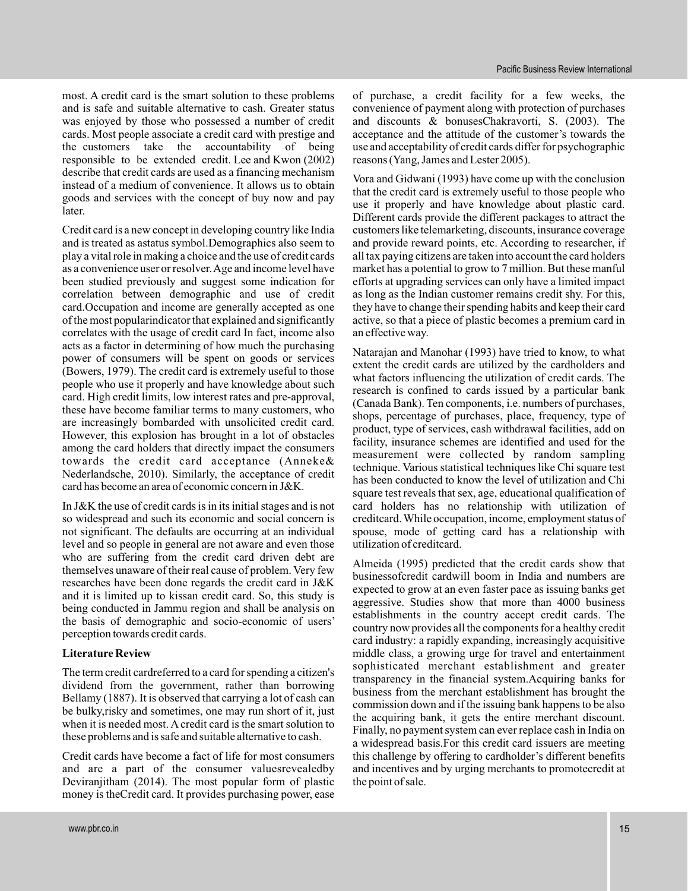most. A credit card is the smart solution to these problems and is safe and suitable alternative to cash. Greater status was enjoyed by those who possessed a number of credit cards. Most people associate a credit card with prestige and the customers take the accountability of being responsible to be extended credit. Lee and Kwon (2002) describe that credit cards are used as a financing mechanism instead of a medium of convenience. It allows us to obtain goods and services with the concept of buy now and pay later.

Credit card is a new concept in developing country like India and is treated as astatus symbol.Demographics also seem to play a vital role in making a choice and the use of credit cards as a convenience user or resolver. Age and income level have been studied previously and suggest some indication for correlation between demographic and use of credit card.Occupation and income are generally accepted as one of the most popularindicator that explained and significantly correlates with the usage of credit card In fact, income also acts as a factor in determining of how much the purchasing power of consumers will be spent on goods or services (Bowers, 1979). The credit card is extremely useful to those people who use it properly and have knowledge about such card. High credit limits, low interest rates and pre-approval, these have become familiar terms to many customers, who are increasingly bombarded with unsolicited credit card. However, this explosion has brought in a lot of obstacles among the card holders that directly impact the consumers towards the credit card acceptance (Anneke& Nederlandsche, 2010). Similarly, the acceptance of credit card has become an area of economic concern in J&K.

In J&K the use of credit cards is in its initial stages and is not so widespread and such its economic and social concern is not significant. The defaults are occurring at an individual level and so people in general are not aware and even those who are suffering from the credit card driven debt are themselves unaware of their real cause of problem. Very few researches have been done regards the credit card in J&K and it is limited up to kissan credit card. So, this study is being conducted in Jammu region and shall be analysis on the basis of demographic and socio-economic of users' perception towards credit cards.

**Literature Review**

The term credit cardreferred to a card for spending a citizen's dividend from the government, rather than borrowing Bellamy (1887). It is observed that carrying a lot of cash can be bulky,risky and sometimes, one may run short of it, just when it is needed most. A credit card is the smart solution to these problems and is safe and suitable alternative to cash.

Credit cards have become a fact of life for most consumers and are a part of the consumer valuesrevealedby Deviranjitham (2014). The most popular form of plastic money is theCredit card. It provides purchasing power, ease of purchase, a credit facility for a few weeks, the convenience of payment along with protection of purchases and discounts & bonusesChakravorti, S. (2003). The acceptance and the attitude of the customer's towards the use and acceptability of credit cards differ for psychographic reasons (Yang, James and Lester 2005).

Vora and Gidwani (1993) have come up with the conclusion that the credit card is extremely useful to those people who use it properly and have knowledge about plastic card. Different cards provide the different packages to attract the customers like telemarketing, discounts, insurance coverage and provide reward points, etc. According to researcher, if all tax paying citizens are taken into account the card holders market has a potential to grow to 7 million. But these manful efforts at upgrading services can only have a limited impact as long as the Indian customer remains credit shy. For this, they have to change their spending habits and keep their card active, so that a piece of plastic becomes a premium card in an effective way.

Natarajan and Manohar (1993) have tried to know, to what extent the credit cards are utilized by the cardholders and what factors influencing the utilization of credit cards. The research is confined to cards issued by a particular bank (Canada Bank). Ten components, i.e. numbers of purchases, shops, percentage of purchases, place, frequency, type of product, type of services, cash withdrawal facilities, add on facility, insurance schemes are identified and used for the measurement were collected by random sampling technique. Various statistical techniques like Chi square test has been conducted to know the level of utilization and Chi square test reveals that sex, age, educational qualification of card holders has no relationship with utilization of creditcard. While occupation, income, employment status of spouse, mode of getting card has a relationship with utilization of creditcard.

Almeida (1995) predicted that the credit cards show that businessofcredit cardwill boom in India and numbers are expected to grow at an even faster pace as issuing banks get aggressive. Studies show that more than 4000 business establishments in the country accept credit cards. The country now provides all the components for a healthy credit card industry: a rapidly expanding, increasingly acquisitive middle class, a growing urge for travel and entertainment sophisticated merchant establishment and greater transparency in the financial system.Acquiring banks for business from the merchant establishment has brought the commission down and if the issuing bank happens to be also the acquiring bank, it gets the entire merchant discount. Finally, no payment system can ever replace cash in India on a widespread basis.For this credit card issuers are meeting this challenge by offering to cardholder's different benefits and incentives and by urging merchants to promotecredit at the point of sale.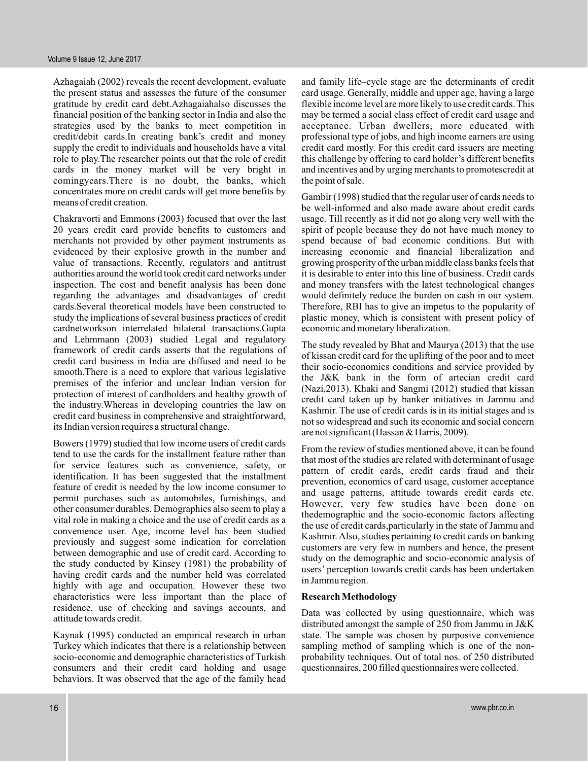Azhagaiah (2002) reveals the recent development, evaluate the present status and assesses the future of the consumer gratitude by credit card debt.Azhagaiahalso discusses the financial position of the banking sector in India and also the strategies used by the banks to meet competition in credit/debit cards.In creating bank's credit and money supply the credit to individuals and households have a vital role to play.The researcher points out that the role of credit cards in the money market will be very bright in comingyears.There is no doubt, the banks, which concentrates more on credit cards will get more benefits by means of credit creation.

Chakravorti and Emmons (2003) focused that over the last 20 years credit card provide benefits to customers and merchants not provided by other payment instruments as evidenced by their explosive growth in the number and value of transactions. Recently, regulators and antitrust authorities around the world took credit card networks under inspection. The cost and benefit analysis has been done regarding the advantages and disadvantages of credit cards.Several theoretical models have been constructed to study the implications of several business practices of credit cardnetworkson interrelated bilateral transactions.Gupta and Lehmmann (2003) studied Legal and regulatory framework of credit cards asserts that the regulations of credit card business in India are diffused and need to be smooth.There is a need to explore that various legislative premises of the inferior and unclear Indian version for protection of interest of cardholders and healthy growth of the industry.Whereas in developing countries the law on credit card business in comprehensive and straightforward, its Indian version requires a structural change.

Bowers (1979) studied that low income users of credit cards tend to use the cards for the installment feature rather than for service features such as convenience, safety, or identification. It has been suggested that the installment feature of credit is needed by the low income consumer to permit purchases such as automobiles, furnishings, and other consumer durables. Demographics also seem to play a vital role in making a choice and the use of credit cards as a convenience user. Age, income level has been studied previously and suggest some indication for correlation between demographic and use of credit card. According to the study conducted by Kinsey (1981) the probability of having credit cards and the number held was correlated highly with age and occupation. However these two characteristics were less important than the place of residence, use of checking and savings accounts, and attitude towards credit.

Kaynak (1995) conducted an empirical research in urban Turkey which indicates that there is a relationship between socio-economic and demographic characteristics of Turkish consumers and their credit card holding and usage behaviors. It was observed that the age of the family head and family life–cycle stage are the determinants of credit card usage. Generally, middle and upper age, having a large flexible income level are more likely to use credit cards. This may be termed a social class effect of credit card usage and acceptance. Urban dwellers, more educated with professional type of jobs, and high income earners are using credit card mostly. For this credit card issuers are meeting this challenge by offering to card holder's different benefits and incentives and by urging merchants to promotescredit at the point of sale.

Gambir (1998) studied that the regular user of cards needs to be well-informed and also made aware about credit cards usage. Till recently as it did not go along very well with the spirit of people because they do not have much money to spend because of bad economic conditions. But with increasing economic and financial liberalization and growing prosperity of the urban middle class banks feels that it is desirable to enter into this line of business. Credit cards and money transfers with the latest technological changes would definitely reduce the burden on cash in our system. Therefore, RBI has to give an impetus to the popularity of plastic money, which is consistent with present policy of economic and monetary liberalization.

The study revealed by Bhat and Maurya (2013) that the use of kissan credit card for the uplifting of the poor and to meet their socio-economics conditions and service provided by the J&K bank in the form of artecian credit card (Nazi,2013). Khaki and Sangmi (2012) studied that kissan credit card taken up by banker initiatives in Jammu and Kashmir. The use of credit cards is in its initial stages and is not so widespread and such its economic and social concern are not significant (Hassan & Harris, 2009).

From the review of studies mentioned above, it can be found that most of the studies are related with determinant of usage pattern of credit cards, credit cards fraud and their prevention, economics of card usage, customer acceptance and usage patterns, attitude towards credit cards etc. However, very few studies have been done on thedemographic and the socio-economic factors affecting the use of credit cards,particularly in the state of Jammu and Kashmir. Also, studies pertaining to credit cards on banking customers are very few in numbers and hence, the present study on the demographic and socio-economic analysis of users' perception towards credit cards has been undertaken in Jammu region.

**Research Methodology**

Data was collected by using questionnaire, which was distributed amongst the sample of 250 from Jammu in J&K state. The sample was chosen by purposive convenience sampling method of sampling which is one of the non-probability techniques. Out of total nos. of 250 distributed questionnaires, 200 filled questionnaires were collected.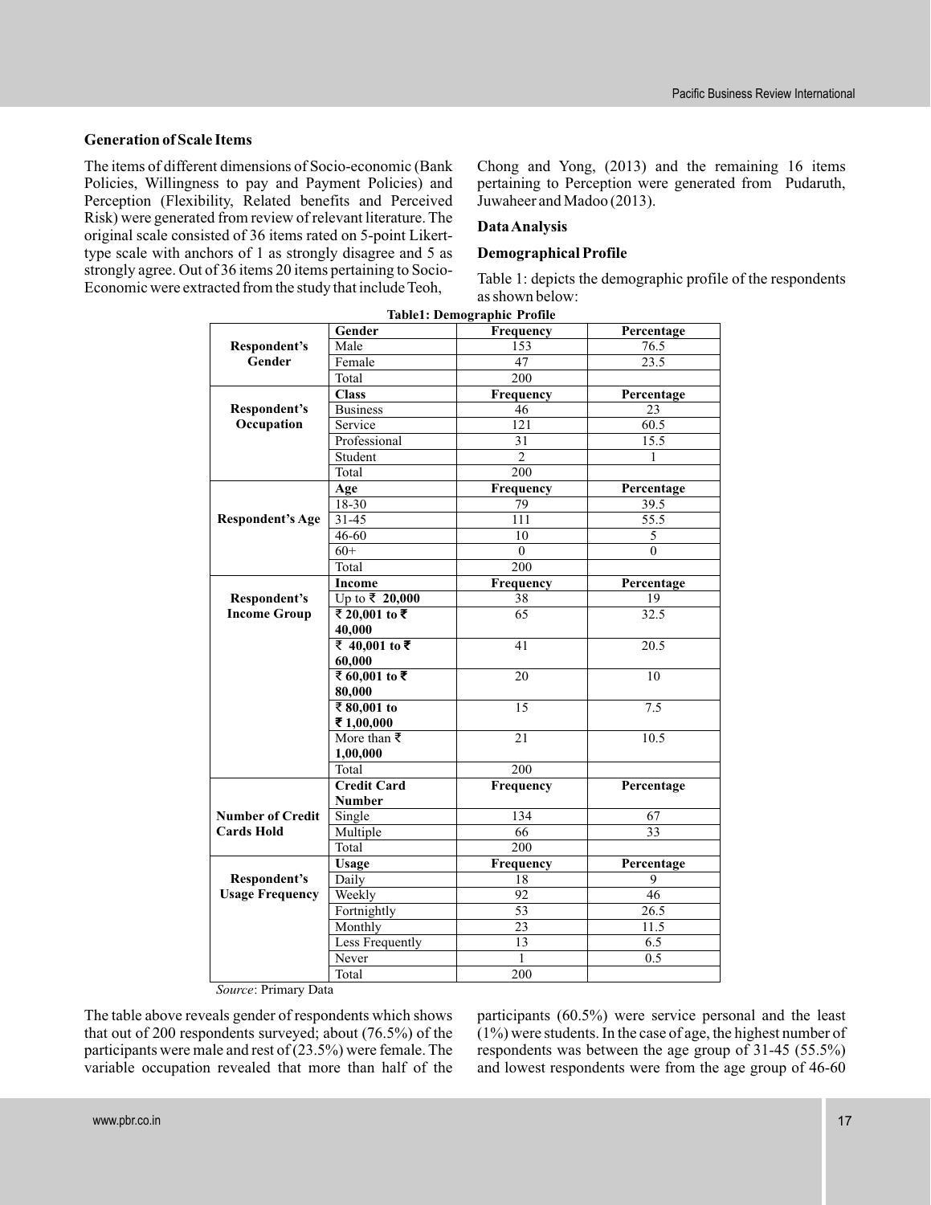### Generation of Scale Items

The items of different dimensions of Socio-economic (Bank Policies, Willingness to pay and Payment Policies) and Perception (Flexibility, Related benefits and Perceived Risk) were generated from review of relevant literature. The original scale consisted of 36 items rated on 5-point Likert-type scale with anchors of 1 as strongly disagree and 5 as strongly agree. Out of 36 items 20 items pertaining to Socio-Economic were extracted from the study that include Teoh, Chong and Yong, (2013) and the remaining 16 items pertaining to Perception were generated from Pudaruth, Juwaheer and Madoo (2013).

### Data Analysis

### Demographical Profile

Table 1: depicts the demographic profile of the respondents as shown below:

**Table1: Demographic Profile**

| | **Gender** | **Frequency** | **Percentage** |
|---|---|---|---|
| **Respondent's Gender** | Male | 153 | 76.5 |
| | Female | 47 | 23.5 |
| | Total | 200 | |
| | **Class** | **Frequency** | **Percentage** |
| **Respondent's Occupation** | Business | 46 | 23 |
| | Service | 121 | 60.5 |
| | Professional | 31 | 15.5 |
| | Student | 2 | 1 |
| | Total | 200 | |
| | **Age** | **Frequency** | **Percentage** |
| **Respondent's Age** | 18-30 | 79 | 39.5 |
| | 31-45 | 111 | 55.5 |
| | 46-60 | 10 | 5 |
| | 60+ | 0 | 0 |
| | Total | 200 | |
| | **Income** | **Frequency** | **Percentage** |
| **Respondent's Income Group** | Up to ₹ **20,000** | 38 | 19 |
| | **₹ 20,001 to ₹ 40,000** | 65 | 32.5 |
| | **₹ 40,001 to ₹ 60,000** | 41 | 20.5 |
| | **₹ 60,001 to ₹ 80,000** | 20 | 10 |
| | **₹ 80,001 to ₹ 1,00,000** | 15 | 7.5 |
| | More than ₹ **1,00,000** | 21 | 10.5 |
| | Total | 200 | |
| | **Credit Card Number** | **Frequency** | **Percentage** |
| **Number of Credit Cards Hold** | Single | 134 | 67 |
| | Multiple | 66 | 33 |
| | Total | 200 | |
| | **Usage** | **Frequency** | **Percentage** |
| **Respondent's Usage Frequency** | Daily | 18 | 9 |
| | Weekly | 92 | 46 |
| | Fortnightly | 53 | 26.5 |
| | Monthly | 23 | 11.5 |
| | Less Frequently | 13 | 6.5 |
| | Never | 1 | 0.5 |
| | Total | 200 | |

*Source*: Primary Data

The table above reveals gender of respondents which shows that out of 200 respondents surveyed; about (76.5%) of the participants were male and rest of (23.5%) were female. The variable occupation revealed that more than half of the participants (60.5%) were service personal and the least (1%) were students. In the case of age, the highest number of respondents was between the age group of 31-45 (55.5%) and lowest respondents were from the age group of 46-60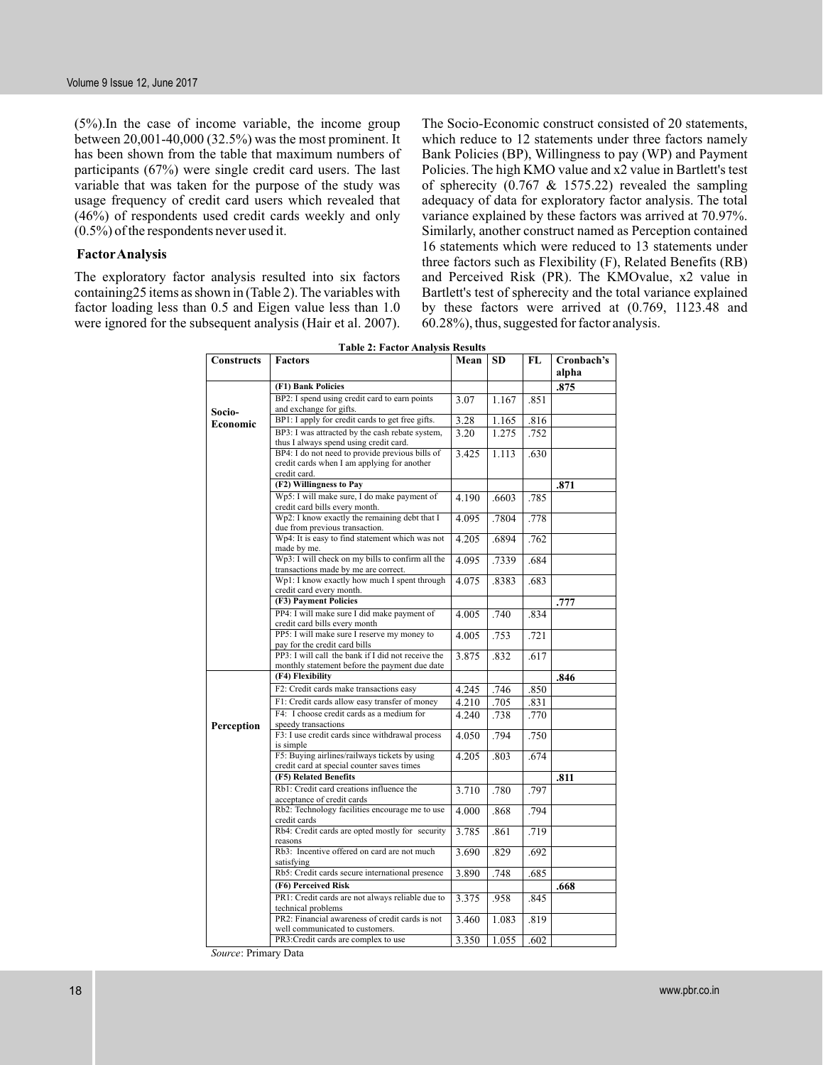(5%).In the case of income variable, the income group between 20,001-40,000 (32.5%) was the most prominent. It has been shown from the table that maximum numbers of participants (67%) were single credit card users. The last variable that was taken for the purpose of the study was usage frequency of credit card users which revealed that (46%) of respondents used credit cards weekly and only (0.5%) of the respondents never used it.

### Factor Analysis

The exploratory factor analysis resulted into six factors containing25 items as shown in (Table 2). The variables with factor loading less than 0.5 and Eigen value less than 1.0 were ignored for the subsequent analysis (Hair et al. 2007). The Socio-Economic construct consisted of 20 statements, which reduce to 12 statements under three factors namely Bank Policies (BP), Willingness to pay (WP) and Payment Policies. The high KMO value and x2 value in Bartlett's test of spherecity (0.767 & 1575.22) revealed the sampling adequacy of data for exploratory factor analysis. The total variance explained by these factors was arrived at 70.97%. Similarly, another construct named as Perception contained 16 statements which were reduced to 13 statements under three factors such as Flexibility (F), Related Benefits (RB) and Perceived Risk (PR). The KMOvalue, x2 value in Bartlett's test of sphere city and the total variance explained by these factors were arrived at (0.769, 1123.48 and 60.28%), thus, suggested for factor analysis.

**Table 2: Factor Analysis Results**

| Constructs | Factors | Mean | SD | FL | Cronbach's alpha |
|---|---|---|---|---|---|
| Socio-Economic | **(F1) Bank Policies** | | | | **.875** |
| | BP2: I spend using credit card to earn points and exchange for gifts. | 3.07 | 1.167 | .851 | |
| | BP1: I apply for credit cards to get free gifts. | 3.28 | 1.165 | .816 | |
| | BP3: I was attracted by the cash rebate system, thus I always spend using credit card. | 3.20 | 1.275 | .752 | |
| | BP4: I do not need to provide previous bills of credit cards when I am applying for another credit card. | 3.425 | 1.113 | .630 | |
| | **(F2) Willingness to Pay** | | | | **.871** |
| | Wp5: I will make sure, I do make payment of credit card bills every month. | 4.190 | .6603 | .785 | |
| | Wp2: I know exactly the remaining debt that I due from previous transaction. | 4.095 | .7804 | .778 | |
| | Wp4: It is easy to find statement which was not made by me. | 4.205 | .6894 | .762 | |
| | Wp3: I will check on my bills to confirm all the transactions made by me are correct. | 4.095 | .7339 | .684 | |
| | Wp1: I know exactly how much I spent through credit card every month. | 4.075 | .8383 | .683 | |
| | **(F3) Payment Policies** | | | | **.777** |
| | PP4: I will make sure I did make payment of credit card bills every month | 4.005 | .740 | .834 | |
| | PP5: I will make sure I reserve my money to pay for the credit card bills | 4.005 | .753 | .721 | |
| | PP3: I will call the bank if I did not receive the monthly statement before the payment due date | 3.875 | .832 | .617 | |
| Perception | **(F4) Flexibility** | | | | **.846** |
| | F2: Credit cards make transactions easy | 4.245 | .746 | .850 | |
| | F1: Credit cards allow easy transfer of money | 4.210 | .705 | .831 | |
| | F4: I choose credit cards as a medium for speedy transactions | 4.240 | .738 | .770 | |
| | F3: I use credit cards since withdrawal process is simple | 4.050 | .794 | .750 | |
| | F5: Buying airlines/railways tickets by using credit card at special counter saves times | 4.205 | .803 | .674 | |
| | **(F5) Related Benefits** | | | | **.811** |
| | Rb1: Credit card creations influence the acceptance of credit cards | 3.710 | .780 | .797 | |
| | Rb2: Technology facilities encourage me to use credit cards | 4.000 | .868 | .794 | |
| | Rb4: Credit cards are opted mostly for security reasons | 3.785 | .861 | .719 | |
| | Rb3: Incentive offered on card are not much satisfying | 3.690 | .829 | .692 | |
| | Rb5: Credit cards secure international presence | 3.890 | .748 | .685 | |
| | **(F6) Perceived Risk** | | | | **.668** |
| | PR1: Credit cards are not always reliable due to technical problems | 3.375 | .958 | .845 | |
| | PR2: Financial awareness of credit cards is not well communicated to customers. | 3.460 | 1.083 | .819 | |
| | PR3:Credit cards are complex to use | 3.350 | 1.055 | .602 | |

*Source*: Primary Data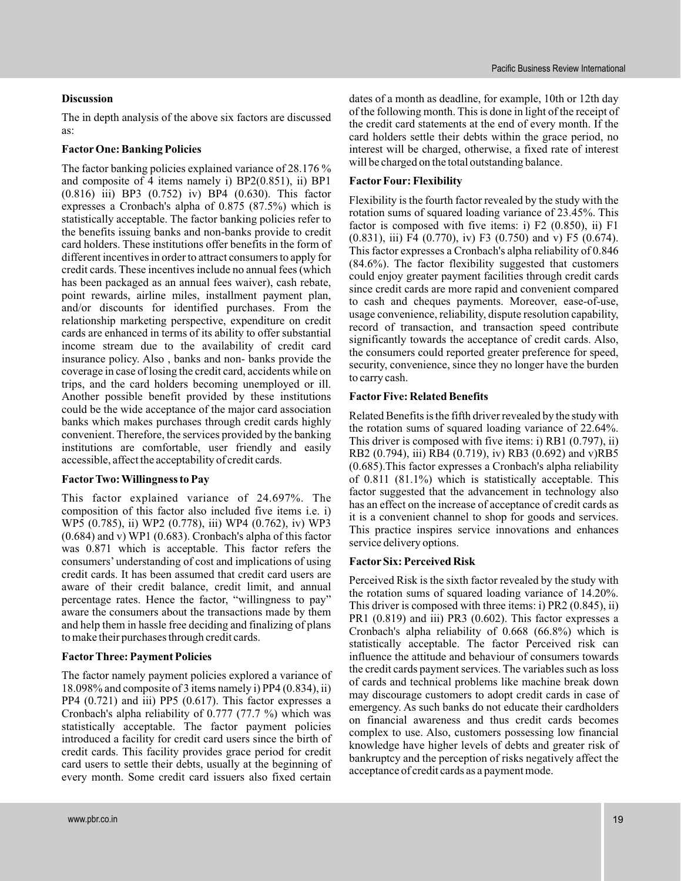**Discussion**

The in depth analysis of the above six factors are discussed as:

**Factor One: Banking Policies**

The factor banking policies explained variance of 28.176 % and composite of 4 items namely i) BP2(0.851), ii) BP1 (0.816) iii) BP3 (0.752) iv) BP4 (0.630). This factor expresses a Cronbach's alpha of 0.875 (87.5%) which is statistically acceptable. The factor banking policies refer to the benefits issuing banks and non-banks provide to credit card holders. These institutions offer benefits in the form of different incentives in order to attract consumers to apply for credit cards. These incentives include no annual fees (which has been packaged as an annual fees waiver), cash rebate, point rewards, airline miles, installment payment plan, and/or discounts for identified purchases. From the relationship marketing perspective, expenditure on credit cards are enhanced in terms of its ability to offer substantial income stream due to the availability of credit card insurance policy. Also , banks and non- banks provide the coverage in case of losing the credit card, accidents while on trips, and the card holders becoming unemployed or ill. Another possible benefit provided by these institutions could be the wide acceptance of the major card association banks which makes purchases through credit cards highly convenient. Therefore, the services provided by the banking institutions are comfortable, user friendly and easily accessible, affect the acceptability of credit cards.

**Factor Two: Willingness to Pay**

This factor explained variance of 24.697%. The composition of this factor also included five items i.e. i) WP5 (0.785), ii) WP2 (0.778), iii) WP4 (0.762), iv) WP3 (0.684) and v) WP1 (0.683). Cronbach's alpha of this factor was 0.871 which is acceptable. This factor refers the consumers' understanding of cost and implications of using credit cards. It has been assumed that credit card users are aware of their credit balance, credit limit, and annual percentage rates. Hence the factor, "willingness to pay" aware the consumers about the transactions made by them and help them in hassle free deciding and finalizing of plans to make their purchases through credit cards.

**Factor Three: Payment Policies**

The factor namely payment policies explored a variance of 18.098% and composite of 3 items namely i) PP4 (0.834), ii) PP4 (0.721) and iii) PP5 (0.617). This factor expresses a Cronbach's alpha reliability of 0.777 (77.7 %) which was statistically acceptable. The factor payment policies introduced a facility for credit card users since the birth of credit cards. This facility provides grace period for credit card users to settle their debts, usually at the beginning of every month. Some credit card issuers also fixed certain dates of a month as deadline, for example, 10th or 12th day of the following month. This is done in light of the receipt of the credit card statements at the end of every month. If the card holders settle their debts within the grace period, no interest will be charged, otherwise, a fixed rate of interest will be charged on the total outstanding balance.

**Factor Four: Flexibility**

Flexibility is the fourth factor revealed by the study with the rotation sums of squared loading variance of 23.45%. This factor is composed with five items: i) F2 (0.850), ii) F1 (0.831), iii) F4 (0.770), iv) F3 (0.750) and v) F5 (0.674). This factor expresses a Cronbach's alpha reliability of 0.846 (84.6%). The factor flexibility suggested that customers could enjoy greater payment facilities through credit cards since credit cards are more rapid and convenient compared to cash and cheques payments. Moreover, ease-of-use, usage convenience, reliability, dispute resolution capability, record of transaction, and transaction speed contribute significantly towards the acceptance of credit cards. Also, the consumers could reported greater preference for speed, security, convenience, since they no longer have the burden to carry cash.

**Factor Five: Related Benefits**

Related Benefits is the fifth driver revealed by the study with the rotation sums of squared loading variance of 22.64%. This driver is composed with five items: i) RB1 (0.797), ii) RB2 (0.794), iii) RB4 (0.719), iv) RB3 (0.692) and v)RB5 (0.685).This factor expresses a Cronbach's alpha reliability of 0.811 (81.1%) which is statistically acceptable. This factor suggested that the advancement in technology also has an effect on the increase of acceptance of credit cards as it is a convenient channel to shop for goods and services. This practice inspires service innovations and enhances service delivery options.

**Factor Six: Perceived Risk**

Perceived Risk is the sixth factor revealed by the study with the rotation sums of squared loading variance of 14.20%. This driver is composed with three items: i) PR2 (0.845), ii) PR1 (0.819) and iii) PR3 (0.602). This factor expresses a Cronbach's alpha reliability of 0.668 (66.8%) which is statistically acceptable. The factor Perceived risk can influence the attitude and behaviour of consumers towards the credit cards payment services. The variables such as loss of cards and technical problems like machine break down may discourage customers to adopt credit cards in case of emergency. As such banks do not educate their cardholders on financial awareness and thus credit cards becomes complex to use. Also, customers possessing low financial knowledge have higher levels of debts and greater risk of bankruptcy and the perception of risks negatively affect the acceptance of credit cards as a payment mode.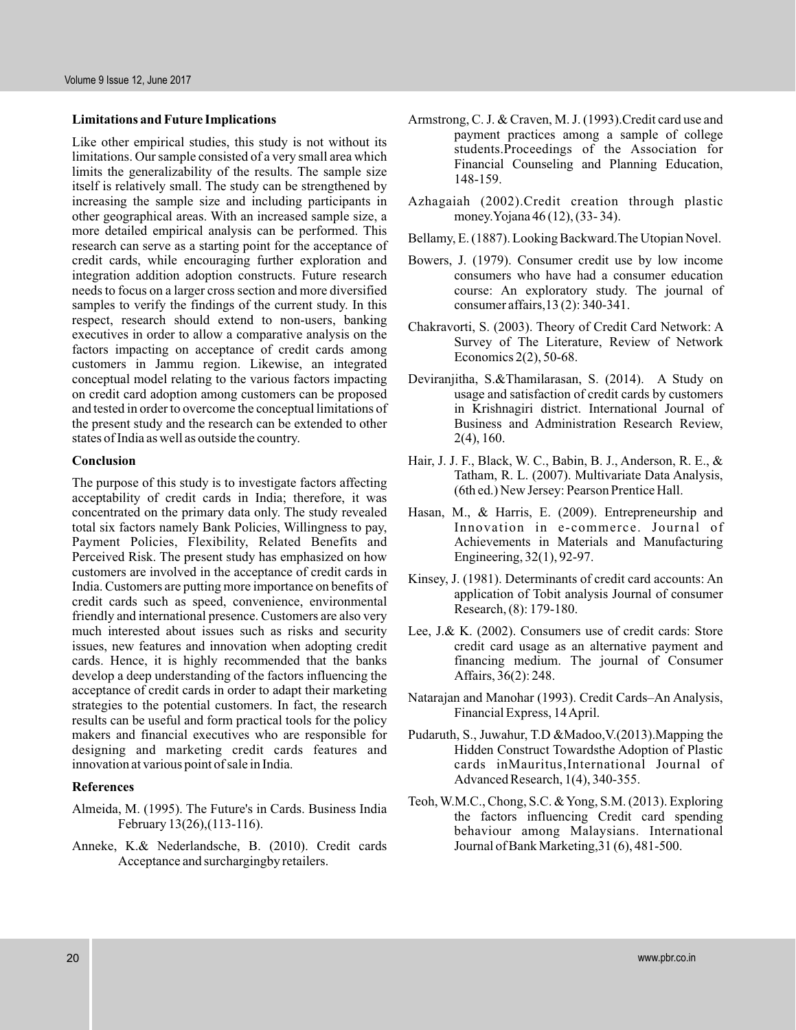### Limitations and Future Implications

Like other empirical studies, this study is not without its limitations. Our sample consisted of a very small area which limits the generalizability of the results. The sample size itself is relatively small. The study can be strengthened by increasing the sample size and including participants in other geographical areas. With an increased sample size, a more detailed empirical analysis can be performed. This research can serve as a starting point for the acceptance of credit cards, while encouraging further exploration and integration addition adoption constructs. Future research needs to focus on a larger cross section and more diversified samples to verify the findings of the current study. In this respect, research should extend to non-users, banking executives in order to allow a comparative analysis on the factors impacting on acceptance of credit cards among customers in Jammu region. Likewise, an integrated conceptual model relating to the various factors impacting on credit card adoption among customers can be proposed and tested in order to overcome the conceptual limitations of the present study and the research can be extended to other states of India as well as outside the country.

### Conclusion

The purpose of this study is to investigate factors affecting acceptability of credit cards in India; therefore, it was concentrated on the primary data only. The study revealed total six factors namely Bank Policies, Willingness to pay, Payment Policies, Flexibility, Related Benefits and Perceived Risk. The present study has emphasized on how customers are involved in the acceptance of credit cards in India. Customers are putting more importance on benefits of credit cards such as speed, convenience, environmental friendly and international presence. Customers are also very much interested about issues such as risks and security issues, new features and innovation when adopting credit cards. Hence, it is highly recommended that the banks develop a deep understanding of the factors influencing the acceptance of credit cards in order to adapt their marketing strategies to the potential customers. In fact, the research results can be useful and form practical tools for the policy makers and financial executives who are responsible for designing and marketing credit cards features and innovation at various point of sale in India.

### References

Almeida, M. (1995). The Future's in Cards. Business India February 13(26),(113-116).

Anneke, K.& Nederlandsche, B. (2010). Credit cards Acceptance and surchargingby retailers.

Armstrong, C. J. & Craven, M. J. (1993).Credit card use and payment practices among a sample of college students.Proceedings of the Association for Financial Counseling and Planning Education, 148-159.

Azhagaiah (2002).Credit creation through plastic money.Yojana 46 (12), (33- 34).

Bellamy, E. (1887). Looking Backward.The Utopian Novel.

Bowers, J. (1979). Consumer credit use by low income consumers who have had a consumer education course: An exploratory study. The journal of consumer affairs,13 (2): 340-341.

Chakravorti, S. (2003). Theory of Credit Card Network: A Survey of The Literature, Review of Network Economics 2(2), 50-68.

Deviranjitha, S.&Thamilarasan, S. (2014). A Study on usage and satisfaction of credit cards by customers in Krishnagiri district. International Journal of Business and Administration Research Review, 2(4), 160.

Hair, J. J. F., Black, W. C., Babin, B. J., Anderson, R. E., & Tatham, R. L. (2007). Multivariate Data Analysis, (6th ed.) New Jersey: Pearson Prentice Hall.

Hasan, M., & Harris, E. (2009). Entrepreneurship and Innovation in e-commerce. Journal of Achievements in Materials and Manufacturing Engineering, 32(1), 92-97.

Kinsey, J. (1981). Determinants of credit card accounts: An application of Tobit analysis Journal of consumer Research, (8): 179-180.

Lee, J.& K. (2002). Consumers use of credit cards: Store credit card usage as an alternative payment and financing medium. The journal of Consumer Affairs, 36(2): 248.

Natarajan and Manohar (1993). Credit Cards–An Analysis, Financial Express, 14 April.

Pudaruth, S., Juwahur, T.D &Madoo,V.(2013).Mapping the Hidden Construct Towardsthe Adoption of Plastic cards inMauritus,International Journal of Advanced Research, 1(4), 340-355.

Teoh, W.M.C., Chong, S.C. & Yong, S.M. (2013). Exploring the factors influencing Credit card spending behaviour among Malaysians. International Journal of Bank Marketing,31 (6), 481-500.